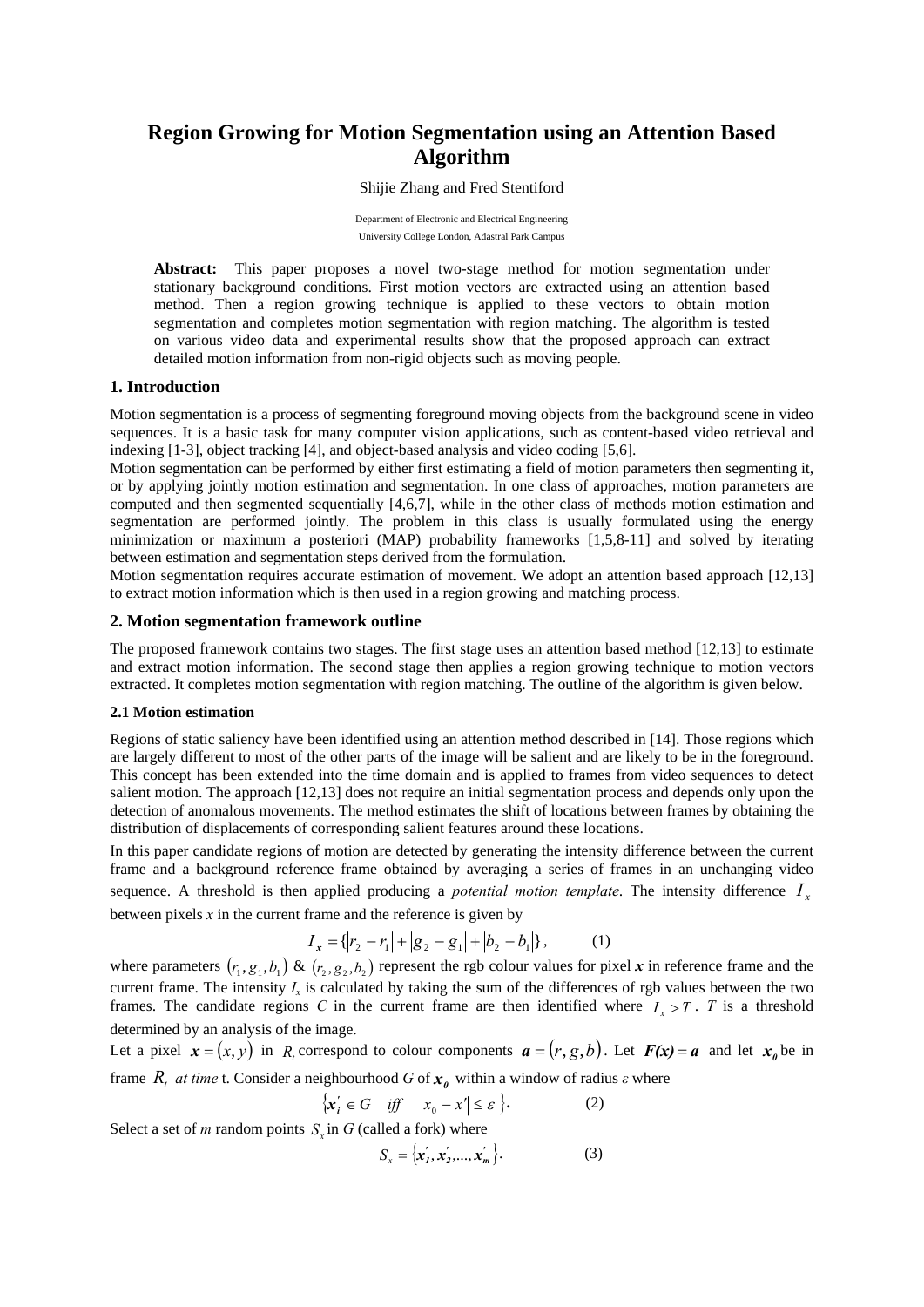# Region Growing for Motion Segmentation using an Attention Based Algorithm

Shijie Zhang and Fred Stentiford

Department of Electronic and Electrical Engineering
University College London, Adastral Park Campus

**Abstract:** This paper proposes a novel two-stage method for motion segmentation under stationary background conditions. First motion vectors are extracted using an attention based method. Then a region growing technique is applied to these vectors to obtain motion segmentation and completes motion segmentation with region matching. The algorithm is tested on various video data and experimental results show that the proposed approach can extract detailed motion information from non-rigid objects such as moving people.

## 1. Introduction

Motion segmentation is a process of segmenting foreground moving objects from the background scene in video sequences. It is a basic task for many computer vision applications, such as content-based video retrieval and indexing [1-3], object tracking [4], and object-based analysis and video coding [5,6].

Motion segmentation can be performed by either first estimating a field of motion parameters then segmenting it, or by applying jointly motion estimation and segmentation. In one class of approaches, motion parameters are computed and then segmented sequentially [4,6,7], while in the other class of methods motion estimation and segmentation are performed jointly. The problem in this class is usually formulated using the energy minimization or maximum a posteriori (MAP) probability frameworks [1,5,8-11] and solved by iterating between estimation and segmentation steps derived from the formulation.

Motion segmentation requires accurate estimation of movement. We adopt an attention based approach [12,13] to extract motion information which is then used in a region growing and matching process.

## 2. Motion segmentation framework outline

The proposed framework contains two stages. The first stage uses an attention based method [12,13] to estimate and extract motion information. The second stage then applies a region growing technique to motion vectors extracted. It completes motion segmentation with region matching. The outline of the algorithm is given below.

### 2.1 Motion estimation

Regions of static saliency have been identified using an attention method described in [14]. Those regions which are largely different to most of the other parts of the image will be salient and are likely to be in the foreground. This concept has been extended into the time domain and is applied to frames from video sequences to detect salient motion. The approach [12,13] does not require an initial segmentation process and depends only upon the detection of anomalous movements. The method estimates the shift of locations between frames by obtaining the distribution of displacements of corresponding salient features around these locations.

In this paper candidate regions of motion are detected by generating the intensity difference between the current frame and a background reference frame obtained by averaging a series of frames in an unchanging video sequence. A threshold is then applied producing a *potential motion template*. The intensity difference $I_x$ between pixels *x* in the current frame and the reference is given by

$$I_{\boldsymbol{x}} = \{|r_2 - r_1| + |g_2 - g_1| + |b_2 - b_1|\}, \qquad (1)$$

where parameters $(r_1, g_1, b_1)$ & $(r_2, g_2, b_2)$ represent the rgb colour values for pixel $\boldsymbol{x}$ in reference frame and the current frame. The intensity $I_x$ is calculated by taking the sum of the differences of rgb values between the two frames. The candidate regions *C* in the current frame are then identified where $I_x > T$. *T* is a threshold determined by an analysis of the image.

Let a pixel $\boldsymbol{x} = (x, y)$ in $R_t$ correspond to colour components $\boldsymbol{a} = (r, g, b)$. Let $\boldsymbol{F(x)} = \boldsymbol{a}$ and let $\boldsymbol{x_0}$ be in frame $R_t$ *at time* t. Consider a neighbourhood *G* of $\boldsymbol{x_0}$ within a window of radius *ε* where

$$\{\boldsymbol{x}'_i \in G \quad iff \quad |x_0 - x'| \le \varepsilon\}. \qquad (2)$$

Select a set of *m* random points $S_x$ in *G* (called a fork) where

$$S_x = \{\boldsymbol{x}'_1, \boldsymbol{x}'_2, ..., \boldsymbol{x}'_m\}. \qquad (3)$$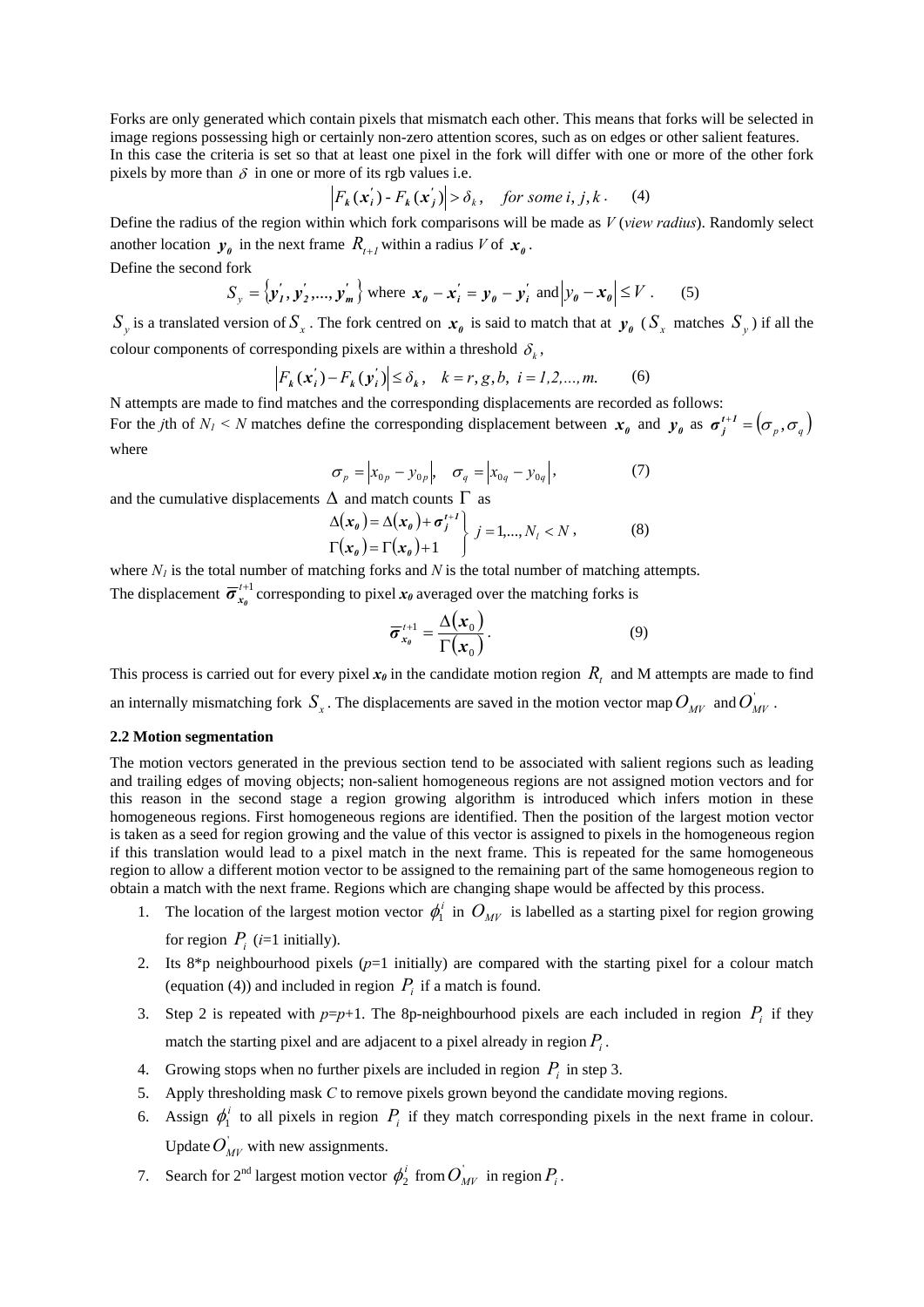Forks are only generated which contain pixels that mismatch each other. This means that forks will be selected in image regions possessing high or certainly non-zero attention scores, such as on edges or other salient features. In this case the criteria is set so that at least one pixel in the fork will differ with one or more of the other fork pixels by more than $\delta$ in one or more of its rgb values i.e.

$$\left| F_k(\boldsymbol{x}_i') - F_k(\boldsymbol{x}_j') \right| > \delta_k, \quad \textit{for some } i, j, k. \qquad (4)$$

Define the radius of the region within which fork comparisons will be made as *V* (*view radius*). Randomly select another location $\boldsymbol{y_0}$ in the next frame $R_{t+1}$ within a radius *V* of $\boldsymbol{x_0}$.

Define the second fork

$$S_y = \{ \boldsymbol{y}_1', \boldsymbol{y}_2', ..., \boldsymbol{y}_m' \} \text{ where } \boldsymbol{x_0} - \boldsymbol{x}_i' = \boldsymbol{y_0} - \boldsymbol{y}_i' \text{ and } \left| \boldsymbol{y_0} - \boldsymbol{x_0} \right| \le V. \qquad (5)$$

$S_y$ is a translated version of $S_x$. The fork centred on $\boldsymbol{x_0}$ is said to match that at $\boldsymbol{y_0}$ ($S_x$ matches $S_y$) if all the colour components of corresponding pixels are within a threshold $\delta_k$,

$$\left| F_k(\boldsymbol{x}_i') - F_k(\boldsymbol{y}_i') \right| \le \delta_k, \quad k = r, g, b, \ i = 1, 2, ..., m. \qquad (6)$$

N attempts are made to find matches and the corresponding displacements are recorded as follows:

For the *j*th of $N_I < N$ matches define the corresponding displacement between $\boldsymbol{x_0}$ and $\boldsymbol{y_0}$ as $\boldsymbol{\sigma}_j^{t+1} = (\sigma_p, \sigma_q)$ where

$$\sigma_p = \left| x_{0p} - y_{0p} \right|, \quad \sigma_q = \left| x_{0q} - y_{0q} \right|, \qquad (7)$$

and the cumulative displacements $\Delta$ and match counts $\Gamma$ as

$$\left.\begin{aligned} \Delta(\boldsymbol{x_0}) &= \Delta(\boldsymbol{x_0}) + \boldsymbol{\sigma}_j^{t+1} \\ \Gamma(\boldsymbol{x_0}) &= \Gamma(\boldsymbol{x_0}) + 1 \end{aligned}\right\} \ j = 1, ..., N_I < N, \qquad (8)$$

where $N_I$ is the total number of matching forks and *N* is the total number of matching attempts.

The displacement $\overline{\boldsymbol{\sigma}}_{\boldsymbol{x_0}}^{t+1}$ corresponding to pixel $\boldsymbol{x_0}$ averaged over the matching forks is

$$\overline{\boldsymbol{\sigma}}_{\boldsymbol{x_0}}^{t+1} = \frac{\Delta(\boldsymbol{x}_0)}{\Gamma(\boldsymbol{x}_0)}. \qquad (9)$$

This process is carried out for every pixel $\boldsymbol{x_0}$ in the candidate motion region $R_t$ and M attempts are made to find an internally mismatching fork $S_x$. The displacements are saved in the motion vector map $O_{MV}$ and $O_{MV}'$.

### 2.2 Motion segmentation

The motion vectors generated in the previous section tend to be associated with salient regions such as leading and trailing edges of moving objects; non-salient homogeneous regions are not assigned motion vectors and for this reason in the second stage a region growing algorithm is introduced which infers motion in these homogeneous regions. First homogeneous regions are identified. Then the position of the largest motion vector is taken as a seed for region growing and the value of this vector is assigned to pixels in the homogeneous region if this translation would lead to a pixel match in the next frame. This is repeated for the same homogeneous region to allow a different motion vector to be assigned to the remaining part of the same homogeneous region to obtain a match with the next frame. Regions which are changing shape would be affected by this process.

1. The location of the largest motion vector $\phi_1^i$ in $O_{MV}$ is labelled as a starting pixel for region growing for region $P_i$ (*i*=1 initially).
2. Its 8\*p neighbourhood pixels (*p*=1 initially) are compared with the starting pixel for a colour match (equation (4)) and included in region $P_i$ if a match is found.
3. Step 2 is repeated with *p*=*p*+1. The 8p-neighbourhood pixels are each included in region $P_i$ if they match the starting pixel and are adjacent to a pixel already in region $P_i$.
4. Growing stops when no further pixels are included in region $P_i$ in step 3.
5. Apply thresholding mask *C* to remove pixels grown beyond the candidate moving regions.
6. Assign $\phi_1^i$ to all pixels in region $P_i$ if they match corresponding pixels in the next frame in colour. Update $O_{MV}'$ with new assignments.
7. Search for 2[nd] largest motion vector $\phi_2^i$ from $O_{MV}'$ in region $P_i$.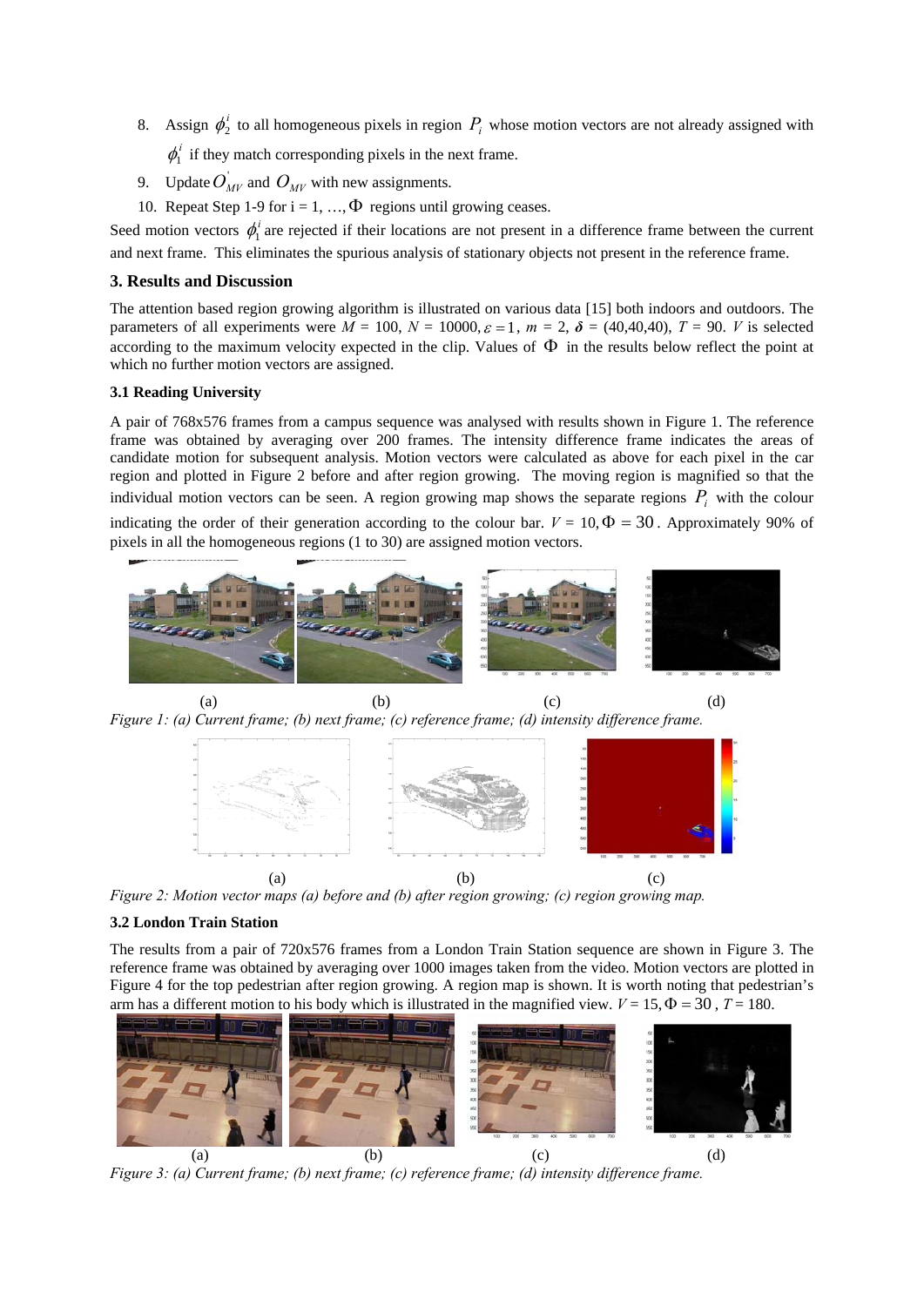8. Assign $\phi_2^i$ to all homogeneous pixels in region $P_i$ whose motion vectors are not already assigned with $\phi_1^i$ if they match corresponding pixels in the next frame.
9. Update $O_{MV}^{'}$ and $O_{MV}$ with new assignments.
10. Repeat Step 1-9 for i = 1, …, $\Phi$ regions until growing ceases.

Seed motion vectors $\phi_1^i$ are rejected if their locations are not present in a difference frame between the current and next frame. This eliminates the spurious analysis of stationary objects not present in the reference frame.

### 3. Results and Discussion

The attention based region growing algorithm is illustrated on various data [15] both indoors and outdoors. The parameters of all experiments were $M$ = 100, $N$ = 10000, $\varepsilon = 1$, $m$ = 2, $\boldsymbol{\delta}$ = (40,40,40), $T$ = 90. $V$ is selected according to the maximum velocity expected in the clip. Values of $\Phi$ in the results below reflect the point at which no further motion vectors are assigned.

#### 3.1 Reading University

A pair of 768x576 frames from a campus sequence was analysed with results shown in Figure 1. The reference frame was obtained by averaging over 200 frames. The intensity difference frame indicates the areas of candidate motion for subsequent analysis. Motion vectors were calculated as above for each pixel in the car region and plotted in Figure 2 before and after region growing. The moving region is magnified so that the individual motion vectors can be seen. A region growing map shows the separate regions $P_i$ with the colour indicating the order of their generation according to the colour bar. $V$ = 10, $\Phi = 30$. Approximately 90% of pixels in all the homogeneous regions (1 to 30) are assigned motion vectors.

(a) (b) (c) (d)

*Figure 1: (a) Current frame; (b) next frame; (c) reference frame; (d) intensity difference frame.*

(a) (b) (c)

*Figure 2: Motion vector maps (a) before and (b) after region growing; (c) region growing map.*

#### 3.2 London Train Station

The results from a pair of 720x576 frames from a London Train Station sequence are shown in Figure 3. The reference frame was obtained by averaging over 1000 images taken from the video. Motion vectors are plotted in Figure 4 for the top pedestrian after region growing. A region map is shown. It is worth noting that pedestrian's arm has a different motion to his body which is illustrated in the magnified view. $V$ = 15, $\Phi = 30$, $T$ = 180.

(a) (b) (c) (d)

*Figure 3: (a) Current frame; (b) next frame; (c) reference frame; (d) intensity difference frame.*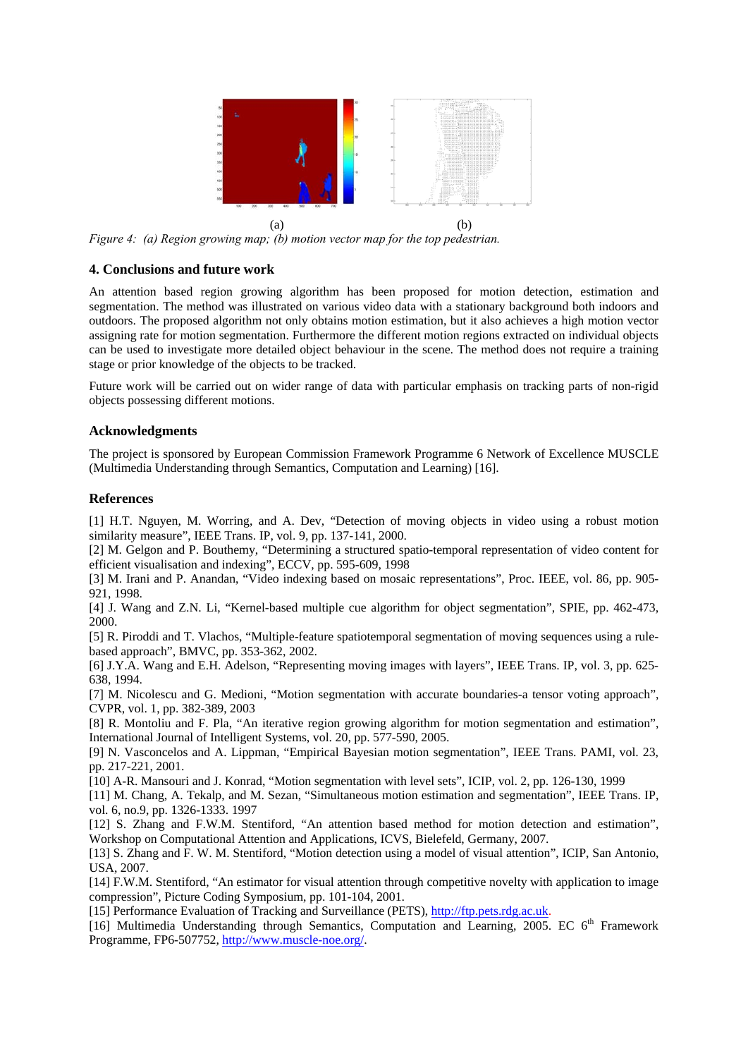(a) (b)

*Figure 4: (a) Region growing map; (b) motion vector map for the top pedestrian.*

### 4. Conclusions and future work

An attention based region growing algorithm has been proposed for motion detection, estimation and segmentation. The method was illustrated on various video data with a stationary background both indoors and outdoors. The proposed algorithm not only obtains motion estimation, but it also achieves a high motion vector assigning rate for motion segmentation. Furthermore the different motion regions extracted on individual objects can be used to investigate more detailed object behaviour in the scene. The method does not require a training stage or prior knowledge of the objects to be tracked.

Future work will be carried out on wider range of data with particular emphasis on tracking parts of non-rigid objects possessing different motions.

### Acknowledgments

The project is sponsored by European Commission Framework Programme 6 Network of Excellence MUSCLE (Multimedia Understanding through Semantics, Computation and Learning) [16].

### References

[1] H.T. Nguyen, M. Worring, and A. Dev, "Detection of moving objects in video using a robust motion similarity measure", IEEE Trans. IP, vol. 9, pp. 137-141, 2000.
[2] M. Gelgon and P. Bouthemy, "Determining a structured spatio-temporal representation of video content for efficient visualisation and indexing", ECCV, pp. 595-609, 1998
[3] M. Irani and P. Anandan, "Video indexing based on mosaic representations", Proc. IEEE, vol. 86, pp. 905-921, 1998.
[4] J. Wang and Z.N. Li, "Kernel-based multiple cue algorithm for object segmentation", SPIE, pp. 462-473, 2000.
[5] R. Piroddi and T. Vlachos, "Multiple-feature spatiotemporal segmentation of moving sequences using a rule-based approach", BMVC, pp. 353-362, 2002.
[6] J.Y.A. Wang and E.H. Adelson, "Representing moving images with layers", IEEE Trans. IP, vol. 3, pp. 625-638, 1994.
[7] M. Nicolescu and G. Medioni, "Motion segmentation with accurate boundaries-a tensor voting approach", CVPR, vol. 1, pp. 382-389, 2003
[8] R. Montoliu and F. Pla, "An iterative region growing algorithm for motion segmentation and estimation", International Journal of Intelligent Systems, vol. 20, pp. 577-590, 2005.
[9] N. Vasconcelos and A. Lippman, "Empirical Bayesian motion segmentation", IEEE Trans. PAMI, vol. 23, pp. 217-221, 2001.
[10] A-R. Mansouri and J. Konrad, "Motion segmentation with level sets", ICIP, vol. 2, pp. 126-130, 1999
[11] M. Chang, A. Tekalp, and M. Sezan, "Simultaneous motion estimation and segmentation", IEEE Trans. IP, vol. 6, no.9, pp. 1326-1333. 1997
[12] S. Zhang and F.W.M. Stentiford, "An attention based method for motion detection and estimation", Workshop on Computational Attention and Applications, ICVS, Bielefeld, Germany, 2007.
[13] S. Zhang and F. W. M. Stentiford, "Motion detection using a model of visual attention", ICIP, San Antonio, USA, 2007.
[14] F.W.M. Stentiford, "An estimator for visual attention through competitive novelty with application to image compression", Picture Coding Symposium, pp. 101-104, 2001.
[15] Performance Evaluation of Tracking and Surveillance (PETS), http://ftp.pets.rdg.ac.uk.
[16] Multimedia Understanding through Semantics, Computation and Learning, 2005. EC 6th Framework Programme, FP6-507752, http://www.muscle-noe.org/.